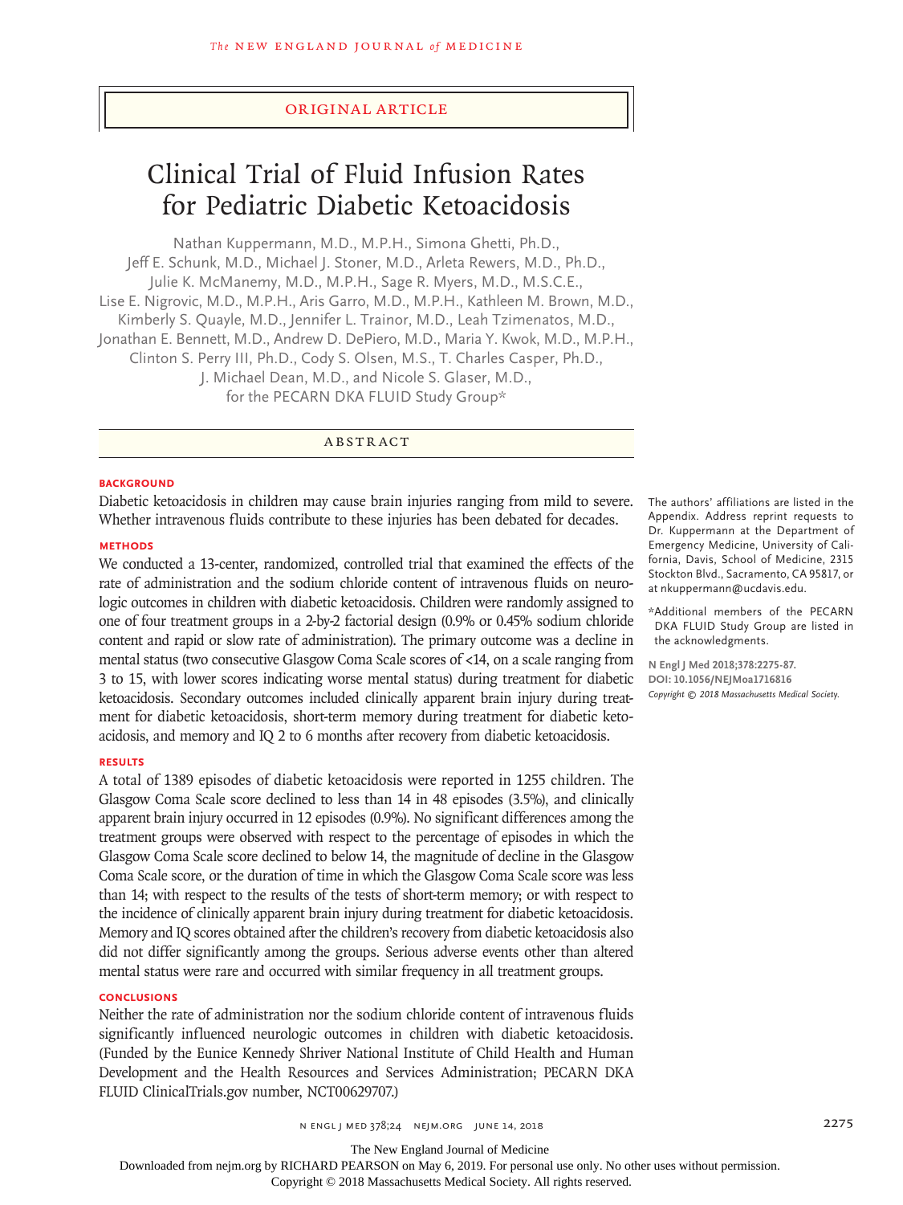ORIGINAL ARTICLE

# Clinical Trial of Fluid Infusion Rates for Pediatric Diabetic Ketoacidosis

Nathan Kuppermann, M.D., M.P.H., Simona Ghetti, Ph.D., Jeff E. Schunk, M.D., Michael J. Stoner, M.D., Arleta Rewers, M.D., Ph.D., Julie K. McManemy, M.D., M.P.H., Sage R. Myers, M.D., M.S.C.E., Lise E. Nigrovic, M.D., M.P.H., Aris Garro, M.D., M.P.H., Kathleen M. Brown, M.D., Kimberly S. Quayle, M.D., Jennifer L. Trainor, M.D., Leah Tzimenatos, M.D., Jonathan E. Bennett, M.D., Andrew D. DePiero, M.D., Maria Y. Kwok, M.D., M.P.H., Clinton S. Perry III, Ph.D., Cody S. Olsen, M.S., T. Charles Casper, Ph.D., J. Michael Dean, M.D., and Nicole S. Glaser, M.D., for the PECARN DKA FLUID Study Group*

## ABSTRACT

### BACKGROUND

Diabetic ketoacidosis in children may cause brain injuries ranging from mild to severe. Whether intravenous fluids contribute to these injuries has been debated for decades.

### METHODS

We conducted a 13-center, randomized, controlled trial that examined the effects of the rate of administration and the sodium chloride content of intravenous fluids on neurologic outcomes in children with diabetic ketoacidosis. Children were randomly assigned to one of four treatment groups in a 2-by-2 factorial design (0.9% or 0.45% sodium chloride content and rapid or slow rate of administration). The primary outcome was a decline in mental status (two consecutive Glasgow Coma Scale scores of <14, on a scale ranging from 3 to 15, with lower scores indicating worse mental status) during treatment for diabetic ketoacidosis. Secondary outcomes included clinically apparent brain injury during treatment for diabetic ketoacidosis, short-term memory during treatment for diabetic ketoacidosis, and memory and IQ 2 to 6 months after recovery from diabetic ketoacidosis.

### RESULTS

A total of 1389 episodes of diabetic ketoacidosis were reported in 1255 children. The Glasgow Coma Scale score declined to less than 14 in 48 episodes (3.5%), and clinically apparent brain injury occurred in 12 episodes (0.9%). No significant differences among the treatment groups were observed with respect to the percentage of episodes in which the Glasgow Coma Scale score declined to below 14, the magnitude of decline in the Glasgow Coma Scale score, or the duration of time in which the Glasgow Coma Scale score was less than 14; with respect to the results of the tests of short-term memory; or with respect to the incidence of clinically apparent brain injury during treatment for diabetic ketoacidosis. Memory and IQ scores obtained after the children's recovery from diabetic ketoacidosis also did not differ significantly among the groups. Serious adverse events other than altered mental status were rare and occurred with similar frequency in all treatment groups.

### CONCLUSIONS

Neither the rate of administration nor the sodium chloride content of intravenous fluids significantly influenced neurologic outcomes in children with diabetic ketoacidosis. (Funded by the Eunice Kennedy Shriver National Institute of Child Health and Human Development and the Health Resources and Services Administration; PECARN DKA FLUID ClinicalTrials.gov number, NCT00629707.)

The authors' affiliations are listed in the Appendix. Address reprint requests to Dr. Kuppermann at the Department of Emergency Medicine, University of California, Davis, School of Medicine, 2315 Stockton Blvd., Sacramento, CA 95817, or at nkuppermann@ucdavis.edu.

*Additional members of the PECARN DKA FLUID Study Group are listed in the acknowledgments.

**N Engl J Med 2018;378:2275-87.**
**DOI: 10.1056/NEJMoa1716816**
*Copyright © 2018 Massachusetts Medical Society.*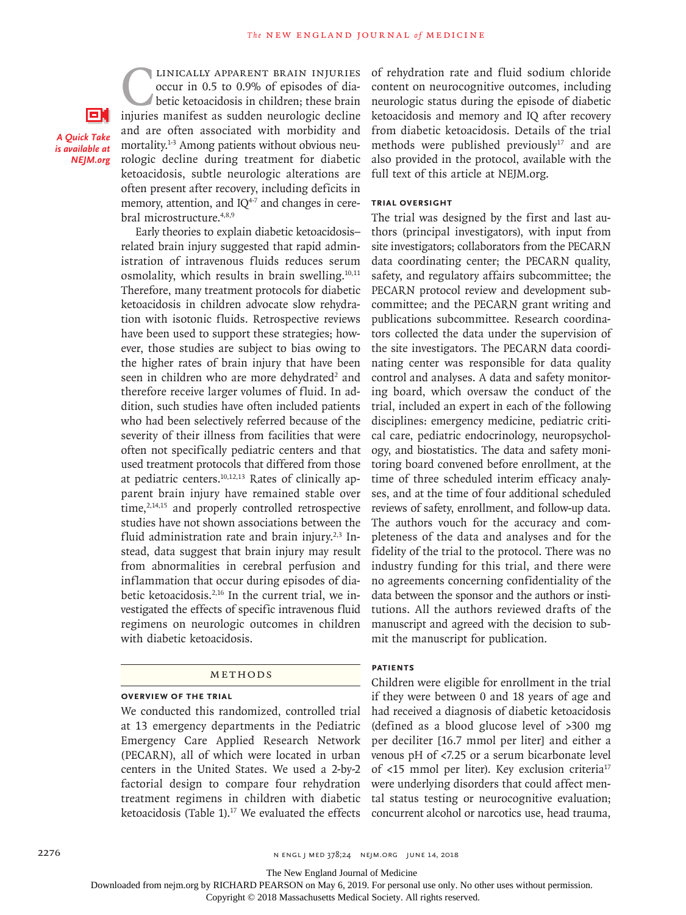*A Quick Take is available at NEJM.org*

Clinically apparent brain injuries occur in 0.5 to 0.9% of episodes of diabetic ketoacidosis in children; these brain injuries manifest as sudden neurologic decline and are often associated with morbidity and mortality.[1-3] Among patients without obvious neurologic decline during treatment for diabetic ketoacidosis, subtle neurologic alterations are often present after recovery, including deficits in memory, attention, and IQ[4-7] and changes in cerebral microstructure.[4,8,9]

Early theories to explain diabetic ketoacidosis–related brain injury suggested that rapid administration of intravenous fluids reduces serum osmolality, which results in brain swelling.[10,11] Therefore, many treatment protocols for diabetic ketoacidosis in children advocate slow rehydration with isotonic fluids. Retrospective reviews have been used to support these strategies; however, those studies are subject to bias owing to the higher rates of brain injury that have been seen in children who are more dehydrated[2] and therefore receive larger volumes of fluid. In addition, such studies have often included patients who had been selectively referred because of the severity of their illness from facilities that were often not specifically pediatric centers and that used treatment protocols that differed from those at pediatric centers.[10,12,13] Rates of clinically apparent brain injury have remained stable over time,[2,14,15] and properly controlled retrospective studies have not shown associations between the fluid administration rate and brain injury.[2,3] Instead, data suggest that brain injury may result from abnormalities in cerebral perfusion and inflammation that occur during episodes of diabetic ketoacidosis.[2,16] In the current trial, we investigated the effects of specific intravenous fluid regimens on neurologic outcomes in children with diabetic ketoacidosis.

## Methods

### Overview of the Trial

We conducted this randomized, controlled trial at 13 emergency departments in the Pediatric Emergency Care Applied Research Network (PECARN), all of which were located in urban centers in the United States. We used a 2-by-2 factorial design to compare four rehydration treatment regimens in children with diabetic ketoacidosis (Table 1).[17] We evaluated the effects of rehydration rate and fluid sodium chloride content on neurocognitive outcomes, including neurologic status during the episode of diabetic ketoacidosis and memory and IQ after recovery from diabetic ketoacidosis. Details of the trial methods were published previously[17] and are also provided in the protocol, available with the full text of this article at NEJM.org.

### Trial Oversight

The trial was designed by the first and last authors (principal investigators), with input from site investigators; collaborators from the PECARN data coordinating center; the PECARN quality, safety, and regulatory affairs subcommittee; the PECARN protocol review and development subcommittee; and the PECARN grant writing and publications subcommittee. Research coordinators collected the data under the supervision of the site investigators. The PECARN data coordinating center was responsible for data quality control and analyses. A data and safety monitoring board, which oversaw the conduct of the trial, included an expert in each of the following disciplines: emergency medicine, pediatric critical care, pediatric endocrinology, neuropsychology, and biostatistics. The data and safety monitoring board convened before enrollment, at the time of three scheduled interim efficacy analyses, and at the time of four additional scheduled reviews of safety, enrollment, and follow-up data. The authors vouch for the accuracy and completeness of the data and analyses and for the fidelity of the trial to the protocol. There was no industry funding for this trial, and there were no agreements concerning confidentiality of the data between the sponsor and the authors or institutions. All the authors reviewed drafts of the manuscript and agreed with the decision to submit the manuscript for publication.

### Patients

Children were eligible for enrollment in the trial if they were between 0 and 18 years of age and had received a diagnosis of diabetic ketoacidosis (defined as a blood glucose level of >300 mg per deciliter [16.7 mmol per liter] and either a venous pH of <7.25 or a serum bicarbonate level of <15 mmol per liter). Key exclusion criteria[17] were underlying disorders that could affect mental status testing or neurocognitive evaluation; concurrent alcohol or narcotics use, head trauma,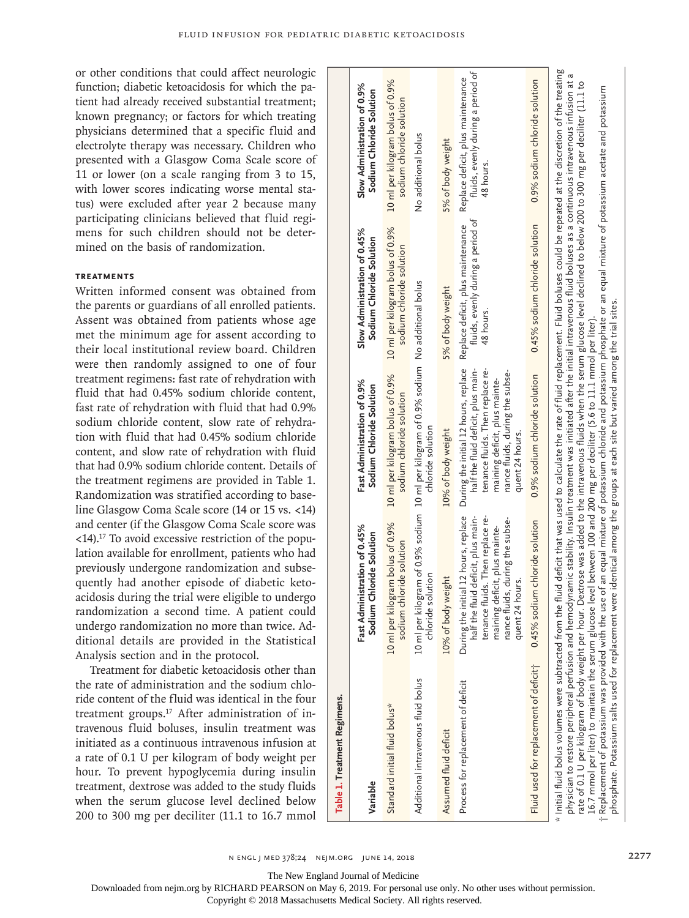or other conditions that could affect neurologic function; diabetic ketoacidosis for which the patient had already received substantial treatment; known pregnancy; or factors for which treating physicians determined that a specific fluid and electrolyte therapy was necessary. Children who presented with a Glasgow Coma Scale score of 11 or lower (on a scale ranging from 3 to 15, with lower scores indicating worse mental status) were excluded after year 2 because many participating clinicians believed that fluid regimens for such children should not be determined on the basis of randomization.

### Treatments

Written informed consent was obtained from the parents or guardians of all enrolled patients. Assent was obtained from patients whose age met the minimum age for assent according to their local institutional review board. Children were then randomly assigned to one of four treatment regimens: fast rate of rehydration with fluid that had 0.45% sodium chloride content, fast rate of rehydration with fluid that had 0.9% sodium chloride content, slow rate of rehydration with fluid that had 0.45% sodium chloride content, and slow rate of rehydration with fluid that had 0.9% sodium chloride content. Details of the treatment regimens are provided in Table 1. Randomization was stratified according to baseline Glasgow Coma Scale score (14 or 15 vs. <14) and center (if the Glasgow Coma Scale score was <14).[17] To avoid excessive restriction of the population available for enrollment, patients who had previously undergone randomization and subsequently had another episode of diabetic ketoacidosis during the trial were eligible to undergo randomization a second time. A patient could undergo randomization no more than twice. Additional details are provided in the Statistical Analysis section and in the protocol.

Treatment for diabetic ketoacidosis other than the rate of administration and the sodium chloride content of the fluid was identical in the four treatment groups.[17] After administration of intravenous fluid boluses, insulin treatment was initiated as a continuous intravenous infusion at a rate of 0.1 U per kilogram of body weight per hour. To prevent hypoglycemia during insulin treatment, dextrose was added to the study fluids when the serum glucose level declined below 200 to 300 mg per deciliter (11.1 to 16.7 mmol

**Table 1. Treatment Regimens.**

| Variable | Fast Administration of 0.45% Sodium Chloride Solution | Fast Administration of 0.9% Sodium Chloride Solution | Slow Administration of 0.45% Sodium Chloride Solution | Slow Administration of 0.9% Sodium Chloride Solution |
|---|---|---|---|---|
| Standard initial fluid bolus* | 10 ml per kilogram bolus of 0.9% sodium chloride solution | 10 ml per kilogram bolus of 0.9% sodium chloride solution | 10 ml per kilogram bolus of 0.9% sodium chloride solution | 10 ml per kilogram bolus of 0.9% sodium chloride solution |
| Additional intravenous fluid bolus | 10 ml per kilogram of 0.9% sodium chloride solution | 10 ml per kilogram of 0.9% sodium chloride solution | No additional bolus | No additional bolus |
| Assumed fluid deficit | 10% of body weight | 10% of body weight | 5% of body weight | 5% of body weight |
| Process for replacement of deficit | During the initial 12 hours, replace half the fluid deficit, plus maintenance fluids. Then replace remaining deficit, plus maintenance fluids, during the subsequent 24 hours. | During the initial 12 hours, replace half the fluid deficit, plus maintenance fluids. Then replace remaining deficit, plus maintenance fluids, during the subsequent 24 hours. | Replace deficit, plus maintenance fluids, evenly during a period of 48 hours. | Replace deficit, plus maintenance fluids, evenly during a period of 48 hours. |
| Fluid used for replacement of deficit† | 0.45% sodium chloride solution | 0.9% sodium chloride solution | 0.45% sodium chloride solution | 0.9% sodium chloride solution |

\* Initial fluid bolus volumes were subtracted from the fluid deficit that was used to calculate the rate of fluid replacement. Fluid boluses could be repeated at the discretion of the treating physician to restore peripheral perfusion and hemodynamic stability. Insulin treatment was initiated after the initial intravenous fluid boluses as a continuous intravenous infusion at a rate of 0.1 U per kilogram of body weight per hour. Dextrose was added to the intravenous fluids when the serum glucose level declined to below 200 to 300 mg per deciliter (11.1 to 16.7 mmol per liter) to maintain the serum glucose level between 100 and 200 mg per deciliter (5.6 to 11.1 mmol per liter).

† Replacement of potassium was provided with the use of an equal mixture of potassium chloride and potassium phosphate or an equal mixture of potassium acetate and potassium phosphate. Potassium salts used for replacement were identical among the groups at each site but varied among the trial sites.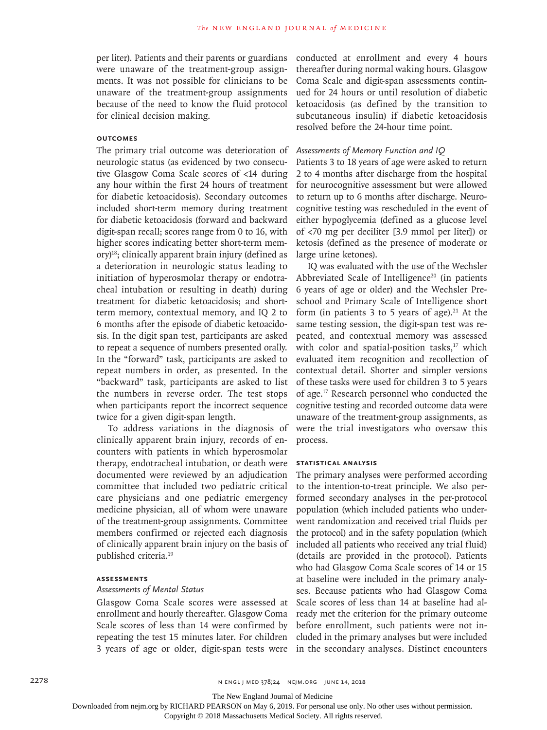per liter). Patients and their parents or guardians were unaware of the treatment-group assignments. It was not possible for clinicians to be unaware of the treatment-group assignments because of the need to know the fluid protocol for clinical decision making.

### Outcomes

The primary trial outcome was deterioration of neurologic status (as evidenced by two consecutive Glasgow Coma Scale scores of <14 during any hour within the first 24 hours of treatment for diabetic ketoacidosis). Secondary outcomes included short-term memory during treatment for diabetic ketoacidosis (forward and backward digit-span recall; scores range from 0 to 16, with higher scores indicating better short-term memory)[18]; clinically apparent brain injury (defined as a deterioration in neurologic status leading to initiation of hyperosmolar therapy or endotracheal intubation or resulting in death) during treatment for diabetic ketoacidosis; and short-term memory, contextual memory, and IQ 2 to 6 months after the episode of diabetic ketoacidosis. In the digit span test, participants are asked to repeat a sequence of numbers presented orally. In the "forward" task, participants are asked to repeat numbers in order, as presented. In the "backward" task, participants are asked to list the numbers in reverse order. The test stops when participants report the incorrect sequence twice for a given digit-span length.

To address variations in the diagnosis of clinically apparent brain injury, records of encounters with patients in which hyperosmolar therapy, endotracheal intubation, or death were documented were reviewed by an adjudication committee that included two pediatric critical care physicians and one pediatric emergency medicine physician, all of whom were unaware of the treatment-group assignments. Committee members confirmed or rejected each diagnosis of clinically apparent brain injury on the basis of published criteria.[19]

### Assessments

#### *Assessments of Mental Status*

Glasgow Coma Scale scores were assessed at enrollment and hourly thereafter. Glasgow Coma Scale scores of less than 14 were confirmed by repeating the test 15 minutes later. For children 3 years of age or older, digit-span tests were conducted at enrollment and every 4 hours thereafter during normal waking hours. Glasgow Coma Scale and digit-span assessments continued for 24 hours or until resolution of diabetic ketoacidosis (as defined by the transition to subcutaneous insulin) if diabetic ketoacidosis resolved before the 24-hour time point.

#### *Assessments of Memory Function and IQ*

Patients 3 to 18 years of age were asked to return 2 to 4 months after discharge from the hospital for neurocognitive assessment but were allowed to return up to 6 months after discharge. Neurocognitive testing was rescheduled in the event of either hypoglycemia (defined as a glucose level of <70 mg per deciliter [3.9 mmol per liter]) or ketosis (defined as the presence of moderate or large urine ketones).

IQ was evaluated with the use of the Wechsler Abbreviated Scale of Intelligence[20] (in patients 6 years of age or older) and the Wechsler Preschool and Primary Scale of Intelligence short form (in patients 3 to 5 years of age).[21] At the same testing session, the digit-span test was repeated, and contextual memory was assessed with color and spatial-position tasks,[17] which evaluated item recognition and recollection of contextual detail. Shorter and simpler versions of these tasks were used for children 3 to 5 years of age.[17] Research personnel who conducted the cognitive testing and recorded outcome data were unaware of the treatment-group assignments, as were the trial investigators who oversaw this process.

### Statistical Analysis

The primary analyses were performed according to the intention-to-treat principle. We also performed secondary analyses in the per-protocol population (which included patients who underwent randomization and received trial fluids per the protocol) and in the safety population (which included all patients who received any trial fluid) (details are provided in the protocol). Patients who had Glasgow Coma Scale scores of 14 or 15 at baseline were included in the primary analyses. Because patients who had Glasgow Coma Scale scores of less than 14 at baseline had already met the criterion for the primary outcome before enrollment, such patients were not included in the primary analyses but were included in the secondary analyses. Distinct encounters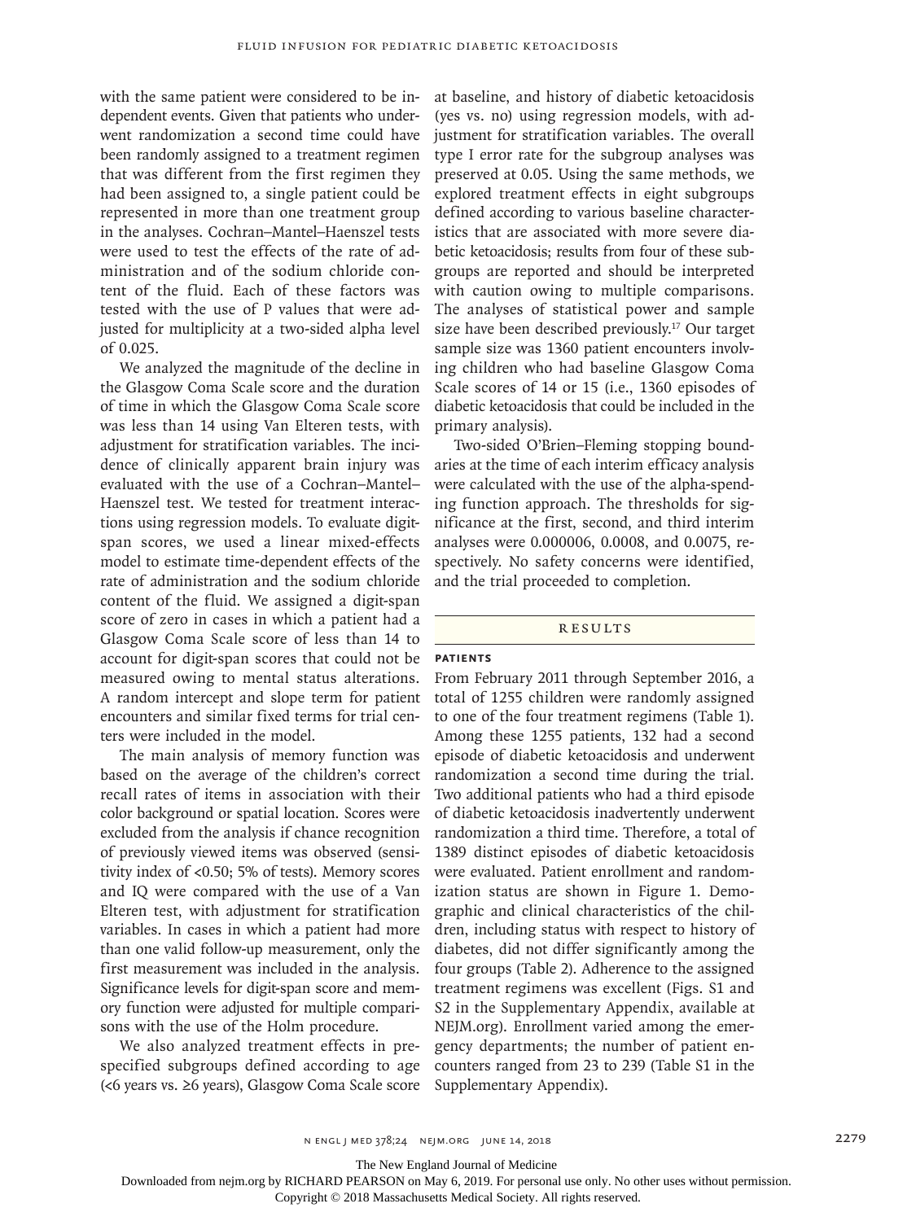with the same patient were considered to be independent events. Given that patients who underwent randomization a second time could have been randomly assigned to a treatment regimen that was different from the first regimen they had been assigned to, a single patient could be represented in more than one treatment group in the analyses. Cochran–Mantel–Haenszel tests were used to test the effects of the rate of administration and of the sodium chloride content of the fluid. Each of these factors was tested with the use of P values that were adjusted for multiplicity at a two-sided alpha level of 0.025.

We analyzed the magnitude of the decline in the Glasgow Coma Scale score and the duration of time in which the Glasgow Coma Scale score was less than 14 using Van Elteren tests, with adjustment for stratification variables. The incidence of clinically apparent brain injury was evaluated with the use of a Cochran–Mantel–Haenszel test. We tested for treatment interactions using regression models. To evaluate digit-span scores, we used a linear mixed-effects model to estimate time-dependent effects of the rate of administration and the sodium chloride content of the fluid. We assigned a digit-span score of zero in cases in which a patient had a Glasgow Coma Scale score of less than 14 to account for digit-span scores that could not be measured owing to mental status alterations. A random intercept and slope term for patient encounters and similar fixed terms for trial centers were included in the model.

The main analysis of memory function was based on the average of the children's correct recall rates of items in association with their color background or spatial location. Scores were excluded from the analysis if chance recognition of previously viewed items was observed (sensitivity index of <0.50; 5% of tests). Memory scores and IQ were compared with the use of a Van Elteren test, with adjustment for stratification variables. In cases in which a patient had more than one valid follow-up measurement, only the first measurement was included in the analysis. Significance levels for digit-span score and memory function were adjusted for multiple comparisons with the use of the Holm procedure.

We also analyzed treatment effects in prespecified subgroups defined according to age (<6 years vs. ≥6 years), Glasgow Coma Scale score at baseline, and history of diabetic ketoacidosis (yes vs. no) using regression models, with adjustment for stratification variables. The overall type I error rate for the subgroup analyses was preserved at 0.05. Using the same methods, we explored treatment effects in eight subgroups defined according to various baseline characteristics that are associated with more severe diabetic ketoacidosis; results from four of these subgroups are reported and should be interpreted with caution owing to multiple comparisons. The analyses of statistical power and sample size have been described previously.[17] Our target sample size was 1360 patient encounters involving children who had baseline Glasgow Coma Scale scores of 14 or 15 (i.e., 1360 episodes of diabetic ketoacidosis that could be included in the primary analysis).

Two-sided O'Brien–Fleming stopping boundaries at the time of each interim efficacy analysis were calculated with the use of the alpha-spending function approach. The thresholds for significance at the first, second, and third interim analyses were 0.000006, 0.0008, and 0.0075, respectively. No safety concerns were identified, and the trial proceeded to completion.

## Results

### Patients

From February 2011 through September 2016, a total of 1255 children were randomly assigned to one of the four treatment regimens (Table 1). Among these 1255 patients, 132 had a second episode of diabetic ketoacidosis and underwent randomization a second time during the trial. Two additional patients who had a third episode of diabetic ketoacidosis inadvertently underwent randomization a third time. Therefore, a total of 1389 distinct episodes of diabetic ketoacidosis were evaluated. Patient enrollment and randomization status are shown in Figure 1. Demographic and clinical characteristics of the children, including status with respect to history of diabetes, did not differ significantly among the four groups (Table 2). Adherence to the assigned treatment regimens was excellent (Figs. S1 and S2 in the Supplementary Appendix, available at NEJM.org). Enrollment varied among the emergency departments; the number of patient encounters ranged from 23 to 239 (Table S1 in the Supplementary Appendix).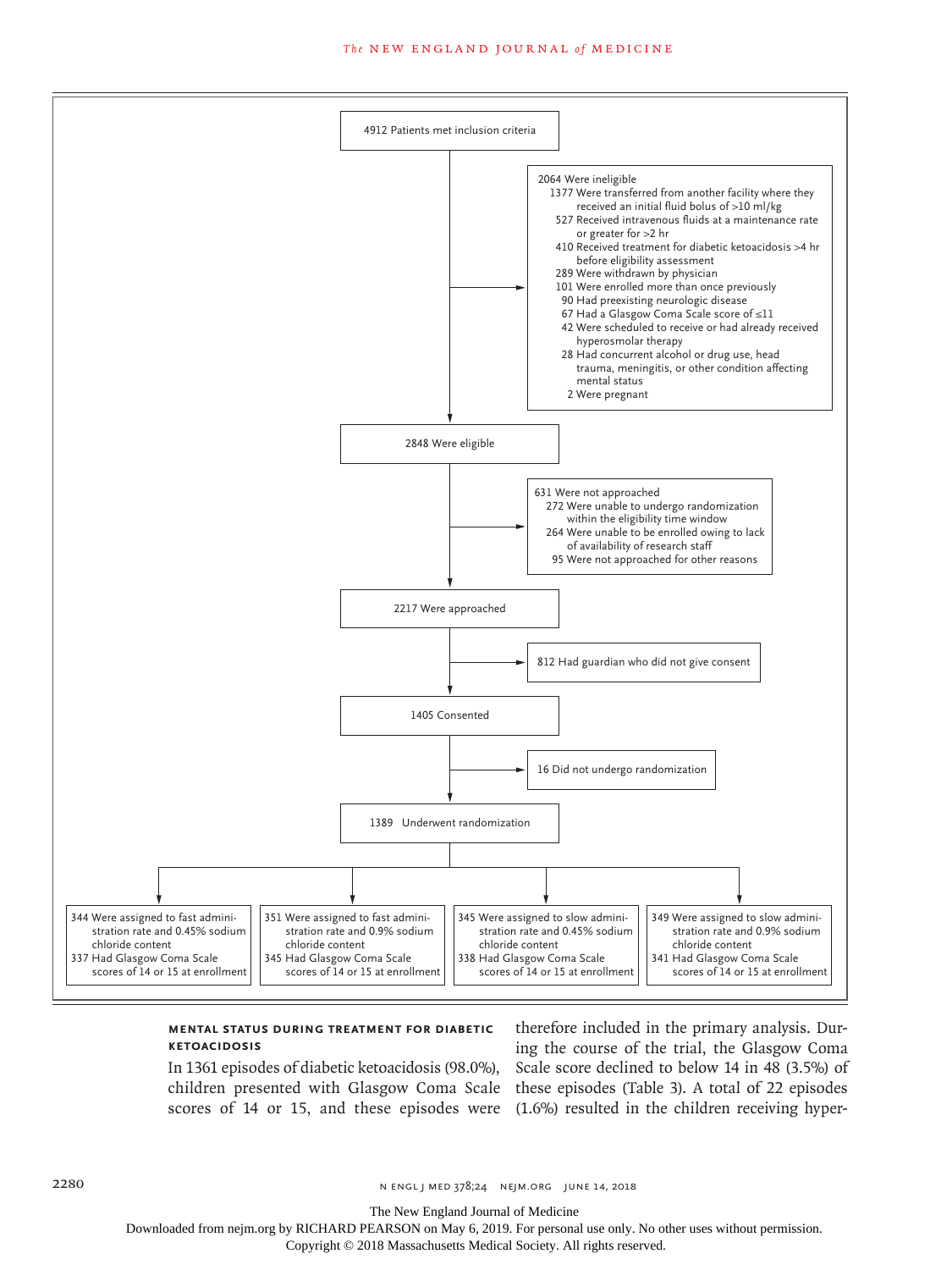4912 Patients met inclusion criteria

2064 Were ineligible
- 1377 Were transferred from another facility where they received an initial fluid bolus of >10 ml/kg
- 527 Received intravenous fluids at a maintenance rate or greater for >2 hr
- 410 Received treatment for diabetic ketoacidosis >4 hr before eligibility assessment
- 289 Were withdrawn by physician
- 101 Were enrolled more than once previously
- 90 Had preexisting neurologic disease
- 67 Had a Glasgow Coma Scale score of ≤11
- 42 Were scheduled to receive or had already received hyperosmolar therapy
- 28 Had concurrent alcohol or drug use, head trauma, meningitis, or other condition affecting mental status
- 2 Were pregnant

2848 Were eligible

631 Were not approached
- 272 Were unable to undergo randomization within the eligibility time window
- 264 Were unable to be enrolled owing to lack of availability of research staff
- 95 Were not approached for other reasons

2217 Were approached

812 Had guardian who did not give consent

1405 Consented

16 Did not undergo randomization

1389 Underwent randomization

- 344 Were assigned to fast administration rate and 0.45% sodium chloride content; 337 Had Glasgow Coma Scale scores of 14 or 15 at enrollment
- 351 Were assigned to fast administration rate and 0.9% sodium chloride content; 345 Had Glasgow Coma Scale scores of 14 or 15 at enrollment
- 345 Were assigned to slow administration rate and 0.45% sodium chloride content; 338 Had Glasgow Coma Scale scores of 14 or 15 at enrollment
- 349 Were assigned to slow administration rate and 0.9% sodium chloride content; 341 Had Glasgow Coma Scale scores of 14 or 15 at enrollment

### Mental Status during Treatment for Diabetic Ketoacidosis

In 1361 episodes of diabetic ketoacidosis (98.0%), children presented with Glasgow Coma Scale scores of 14 or 15, and these episodes were therefore included in the primary analysis. During the course of the trial, the Glasgow Coma Scale score declined to below 14 in 48 (3.5%) of these episodes (Table 3). A total of 22 episodes (1.6%) resulted in the children receiving hyper-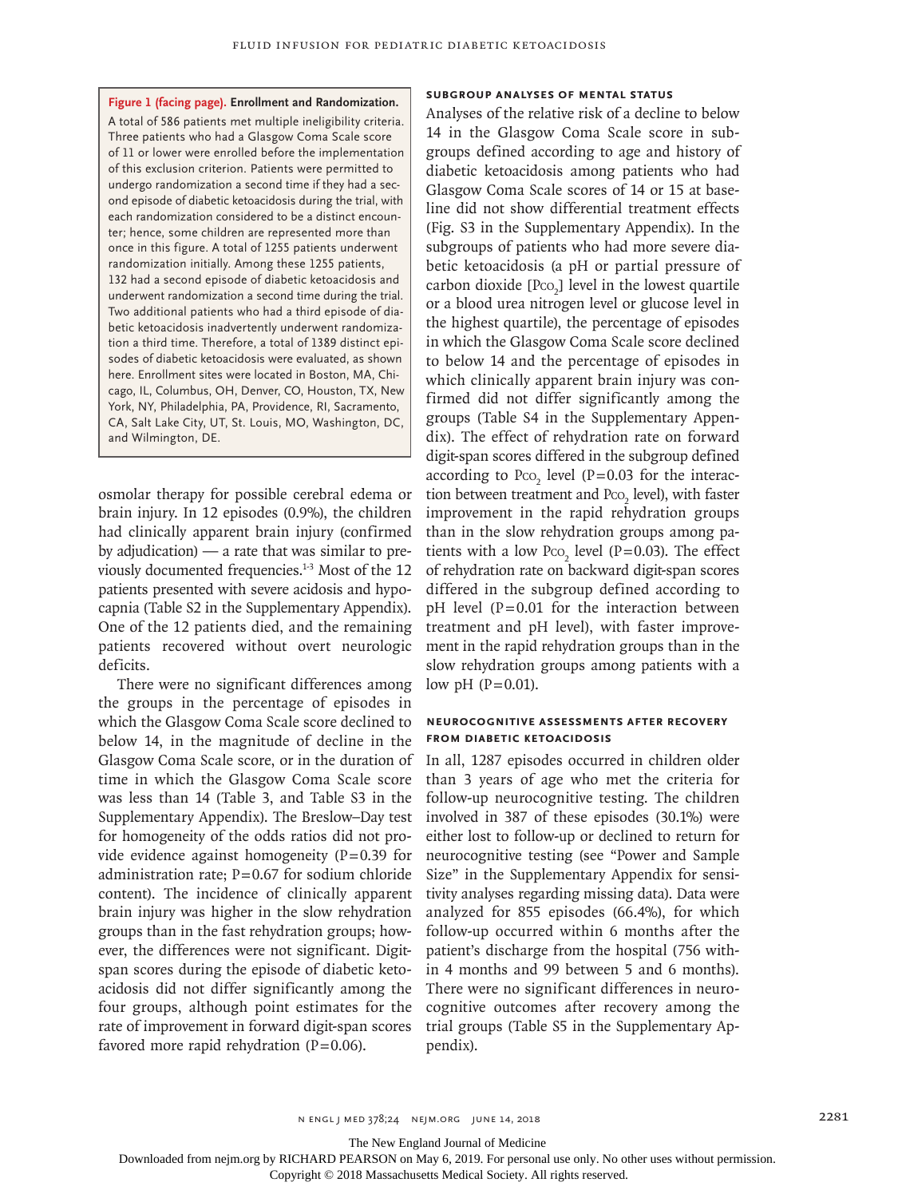**Figure 1 (facing page). Enrollment and Randomization.**

A total of 586 patients met multiple ineligibility criteria. Three patients who had a Glasgow Coma Scale score of 11 or lower were enrolled before the implementation of this exclusion criterion. Patients were permitted to undergo randomization a second time if they had a second episode of diabetic ketoacidosis during the trial, with each randomization considered to be a distinct encounter; hence, some children are represented more than once in this figure. A total of 1255 patients underwent randomization initially. Among these 1255 patients, 132 had a second episode of diabetic ketoacidosis and underwent randomization a second time during the trial. Two additional patients who had a third episode of diabetic ketoacidosis inadvertently underwent randomization a third time. Therefore, a total of 1389 distinct episodes of diabetic ketoacidosis were evaluated, as shown here. Enrollment sites were located in Boston, MA, Chicago, IL, Columbus, OH, Denver, CO, Houston, TX, New York, NY, Philadelphia, PA, Providence, RI, Sacramento, CA, Salt Lake City, UT, St. Louis, MO, Washington, DC, and Wilmington, DE.

osmolar therapy for possible cerebral edema or brain injury. In 12 episodes (0.9%), the children had clinically apparent brain injury (confirmed by adjudication) — a rate that was similar to previously documented frequencies.[1-3] Most of the 12 patients presented with severe acidosis and hypocapnia (Table S2 in the Supplementary Appendix). One of the 12 patients died, and the remaining patients recovered without overt neurologic deficits.

There were no significant differences among the groups in the percentage of episodes in which the Glasgow Coma Scale score declined to below 14, in the magnitude of decline in the Glasgow Coma Scale score, or in the duration of time in which the Glasgow Coma Scale score was less than 14 (Table 3, and Table S3 in the Supplementary Appendix). The Breslow–Day test for homogeneity of the odds ratios did not provide evidence against homogeneity (P=0.39 for administration rate; P=0.67 for sodium chloride content). The incidence of clinically apparent brain injury was higher in the slow rehydration groups than in the fast rehydration groups; however, the differences were not significant. Digit-span scores during the episode of diabetic ketoacidosis did not differ significantly among the four groups, although point estimates for the rate of improvement in forward digit-span scores favored more rapid rehydration (P=0.06).

#### SUBGROUP ANALYSES OF MENTAL STATUS

Analyses of the relative risk of a decline to below 14 in the Glasgow Coma Scale score in subgroups defined according to age and history of diabetic ketoacidosis among patients who had Glasgow Coma Scale scores of 14 or 15 at baseline did not show differential treatment effects (Fig. S3 in the Supplementary Appendix). In the subgroups of patients who had more severe diabetic ketoacidosis (a pH or partial pressure of carbon dioxide [$P_{CO_2}$] level in the lowest quartile or a blood urea nitrogen level or glucose level in the highest quartile), the percentage of episodes in which the Glasgow Coma Scale score declined to below 14 and the percentage of episodes in which clinically apparent brain injury was confirmed did not differ significantly among the groups (Table S4 in the Supplementary Appendix). The effect of rehydration rate on forward digit-span scores differed in the subgroup defined according to $P_{CO_2}$ level (P=0.03 for the interaction between treatment and $P_{CO_2}$ level), with faster improvement in the rapid rehydration groups than in the slow rehydration groups among patients with a low $P_{CO_2}$ level (P=0.03). The effect of rehydration rate on backward digit-span scores differed in the subgroup defined according to pH level (P=0.01 for the interaction between treatment and pH level), with faster improvement in the rapid rehydration groups than in the slow rehydration groups among patients with a low pH (P=0.01).

#### NEUROCOGNITIVE ASSESSMENTS AFTER RECOVERY FROM DIABETIC KETOACIDOSIS

In all, 1287 episodes occurred in children older than 3 years of age who met the criteria for follow-up neurocognitive testing. The children involved in 387 of these episodes (30.1%) were either lost to follow-up or declined to return for neurocognitive testing (see "Power and Sample Size" in the Supplementary Appendix for sensitivity analyses regarding missing data). Data were analyzed for 855 episodes (66.4%), for which follow-up occurred within 6 months after the patient's discharge from the hospital (756 within 4 months and 99 between 5 and 6 months). There were no significant differences in neurocognitive outcomes after recovery among the trial groups (Table S5 in the Supplementary Appendix).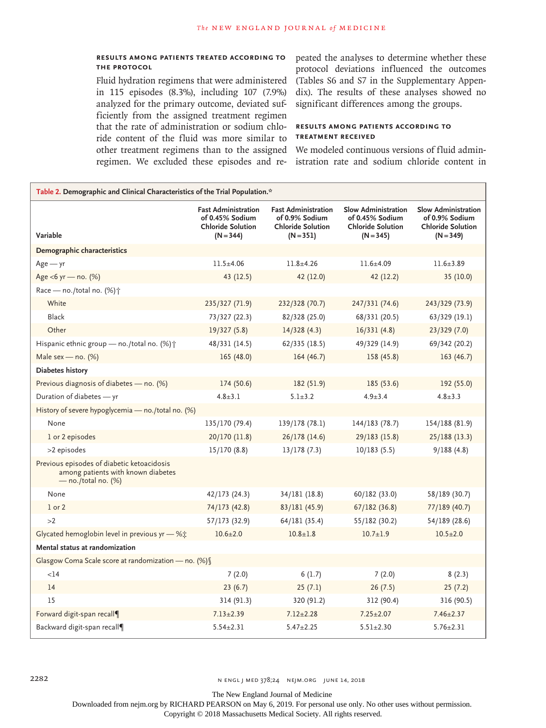### Results among Patients Treated According to the Protocol

Fluid hydration regimens that were administered in 115 episodes (8.3%), including 107 (7.9%) analyzed for the primary outcome, deviated sufficiently from the assigned treatment regimen that the rate of administration or sodium chloride content of the fluid was more similar to other treatment regimens than to the assigned regimen. We excluded these episodes and repeated the analyses to determine whether these protocol deviations influenced the outcomes (Tables S6 and S7 in the Supplementary Appendix). The results of these analyses showed no significant differences among the groups.

### Results among Patients According to Treatment Received

We modeled continuous versions of fluid administration rate and sodium chloride content in

**Table 2. Demographic and Clinical Characteristics of the Trial Population.***

| Variable | Fast Administration of 0.45% Sodium Chloride Solution (N=344) | Fast Administration of 0.9% Sodium Chloride Solution (N=351) | Slow Administration of 0.45% Sodium Chloride Solution (N=345) | Slow Administration of 0.9% Sodium Chloride Solution (N=349) |
|---|---|---|---|---|
| **Demographic characteristics** | | | | |
| Age — yr | 11.5±4.06 | 11.8±4.26 | 11.6±4.09 | 11.6±3.89 |
| Age <6 yr — no. (%) | 43 (12.5) | 42 (12.0) | 42 (12.2) | 35 (10.0) |
| Race — no./total no. (%)† | | | | |
| White | 235/327 (71.9) | 232/328 (70.7) | 247/331 (74.6) | 243/329 (73.9) |
| Black | 73/327 (22.3) | 82/328 (25.0) | 68/331 (20.5) | 63/329 (19.1) |
| Other | 19/327 (5.8) | 14/328 (4.3) | 16/331 (4.8) | 23/329 (7.0) |
| Hispanic ethnic group — no./total no. (%)† | 48/331 (14.5) | 62/335 (18.5) | 49/329 (14.9) | 69/342 (20.2) |
| Male sex — no. (%) | 165 (48.0) | 164 (46.7) | 158 (45.8) | 163 (46.7) |
| **Diabetes history** | | | | |
| Previous diagnosis of diabetes — no. (%) | 174 (50.6) | 182 (51.9) | 185 (53.6) | 192 (55.0) |
| Duration of diabetes — yr | 4.8±3.1 | 5.1±3.2 | 4.9±3.4 | 4.8±3.3 |
| History of severe hypoglycemia — no./total no. (%) | | | | |
| None | 135/170 (79.4) | 139/178 (78.1) | 144/183 (78.7) | 154/188 (81.9) |
| 1 or 2 episodes | 20/170 (11.8) | 26/178 (14.6) | 29/183 (15.8) | 25/188 (13.3) |
| >2 episodes | 15/170 (8.8) | 13/178 (7.3) | 10/183 (5.5) | 9/188 (4.8) |
| Previous episodes of diabetic ketoacidosis among patients with known diabetes — no./total no. (%) | | | | |
| None | 42/173 (24.3) | 34/181 (18.8) | 60/182 (33.0) | 58/189 (30.7) |
| 1 or 2 | 74/173 (42.8) | 83/181 (45.9) | 67/182 (36.8) | 77/189 (40.7) |
| >2 | 57/173 (32.9) | 64/181 (35.4) | 55/182 (30.2) | 54/189 (28.6) |
| Glycated hemoglobin level in previous yr — %‡ | 10.6±2.0 | 10.8±1.8 | 10.7±1.9 | 10.5±2.0 |
| **Mental status at randomization** | | | | |
| Glasgow Coma Scale score at randomization — no. (%)§ | | | | |
| <14 | 7 (2.0) | 6 (1.7) | 7 (2.0) | 8 (2.3) |
| 14 | 23 (6.7) | 25 (7.1) | 26 (7.5) | 25 (7.2) |
| 15 | 314 (91.3) | 320 (91.2) | 312 (90.4) | 316 (90.5) |
| Forward digit-span recall¶ | 7.13±2.39 | 7.12±2.28 | 7.25±2.07 | 7.46±2.37 |
| Backward digit-span recall¶ | 5.54±2.31 | 5.47±2.25 | 5.51±2.30 | 5.76±2.31 |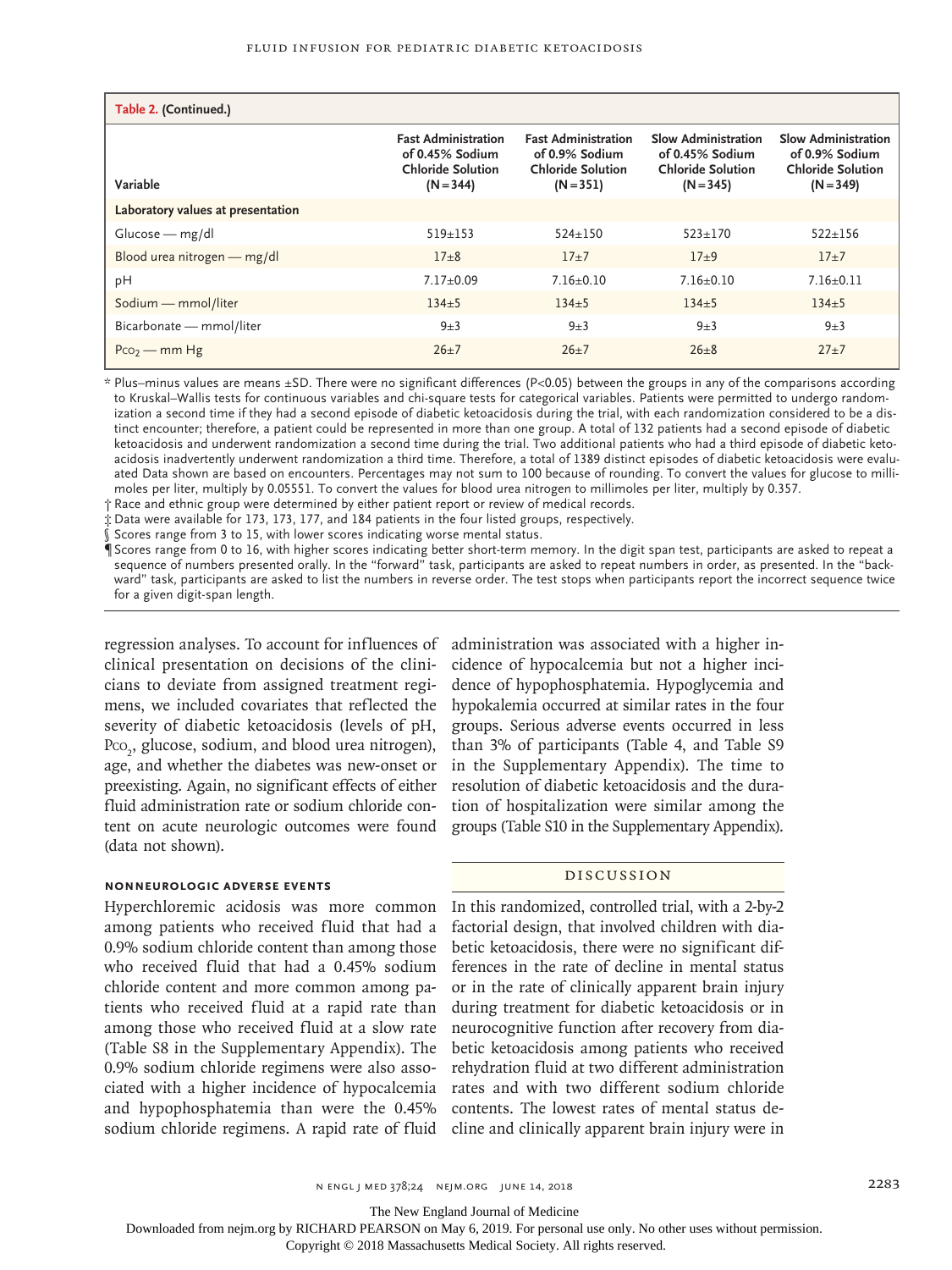**Table 2. (Continued.)**

| Variable | Fast Administration of 0.45% Sodium Chloride Solution (N=344) | Fast Administration of 0.9% Sodium Chloride Solution (N=351) | Slow Administration of 0.45% Sodium Chloride Solution (N=345) | Slow Administration of 0.9% Sodium Chloride Solution (N=349) |
|---|---|---|---|---|
| **Laboratory values at presentation** | | | | |
| Glucose — mg/dl | 519±153 | 524±150 | 523±170 | 522±156 |
| Blood urea nitrogen — mg/dl | 17±8 | 17±7 | 17±9 | 17±7 |
| pH | 7.17±0.09 | 7.16±0.10 | 7.16±0.10 | 7.16±0.11 |
| Sodium — mmol/liter | 134±5 | 134±5 | 134±5 | 134±5 |
| Bicarbonate — mmol/liter | 9±3 | 9±3 | 9±3 | 9±3 |
| $Pco_2$ — mm Hg | 26±7 | 26±7 | 26±8 | 27±7 |

\* Plus–minus values are means ±SD. There were no significant differences (P<0.05) between the groups in any of the comparisons according to Kruskal–Wallis tests for continuous variables and chi-square tests for categorical variables. Patients were permitted to undergo randomization a second time if they had a second episode of diabetic ketoacidosis during the trial, with each randomization considered to be a distinct encounter; therefore, a patient could be represented in more than one group. A total of 132 patients had a second episode of diabetic ketoacidosis and underwent randomization a second time during the trial. Two additional patients who had a third episode of diabetic ketoacidosis inadvertently underwent randomization a third time. Therefore, a total of 1389 distinct episodes of diabetic ketoacidosis were evaluated Data shown are based on encounters. Percentages may not sum to 100 because of rounding. To convert the values for glucose to millimoles per liter, multiply by 0.05551. To convert the values for blood urea nitrogen to millimoles per liter, multiply by 0.357.

† Race and ethnic group were determined by either patient report or review of medical records.

‡ Data were available for 173, 173, 177, and 184 patients in the four listed groups, respectively.

§ Scores range from 3 to 15, with lower scores indicating worse mental status.

¶ Scores range from 0 to 16, with higher scores indicating better short-term memory. In the digit span test, participants are asked to repeat a sequence of numbers presented orally. In the "forward" task, participants are asked to repeat numbers in order, as presented. In the "backward" task, participants are asked to list the numbers in reverse order. The test stops when participants report the incorrect sequence twice for a given digit-span length.

regression analyses. To account for influences of clinical presentation on decisions of the clinicians to deviate from assigned treatment regimens, we included covariates that reflected the severity of diabetic ketoacidosis (levels of pH, $Pco_2$, glucose, sodium, and blood urea nitrogen), age, and whether the diabetes was new-onset or preexisting. Again, no significant effects of either fluid administration rate or sodium chloride content on acute neurologic outcomes were found (data not shown).

### Nonneurologic Adverse Events

Hyperchloremic acidosis was more common among patients who received fluid that had a 0.9% sodium chloride content than among those who received fluid that had a 0.45% sodium chloride content and more common among patients who received fluid at a rapid rate than among those who received fluid at a slow rate (Table S8 in the Supplementary Appendix). The 0.9% sodium chloride regimens were also associated with a higher incidence of hypocalcemia and hypophosphatemia than were the 0.45% sodium chloride regimens. A rapid rate of fluid administration was associated with a higher incidence of hypocalcemia but not a higher incidence of hypophosphatemia. Hypoglycemia and hypokalemia occurred at similar rates in the four groups. Serious adverse events occurred in less than 3% of participants (Table 4, and Table S9 in the Supplementary Appendix). The time to resolution of diabetic ketoacidosis and the duration of hospitalization were similar among the groups (Table S10 in the Supplementary Appendix).

## Discussion

In this randomized, controlled trial, with a 2-by-2 factorial design, that involved children with diabetic ketoacidosis, there were no significant differences in the rate of decline in mental status or in the rate of clinically apparent brain injury during treatment for diabetic ketoacidosis or in neurocognitive function after recovery from diabetic ketoacidosis among patients who received rehydration fluid at two different administration rates and with two different sodium chloride contents. The lowest rates of mental status decline and clinically apparent brain injury were in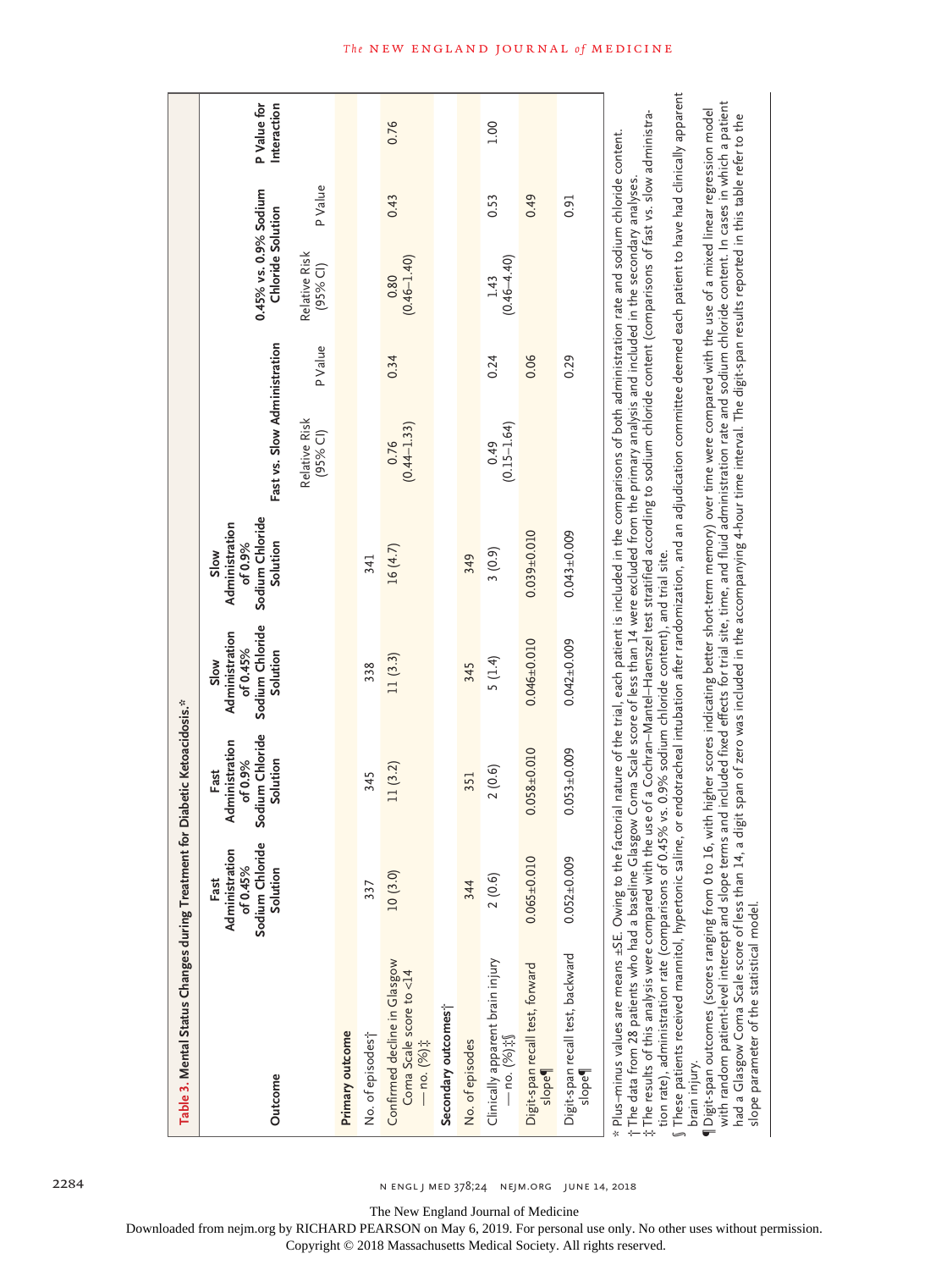**Table 3. Mental Status Changes during Treatment for Diabetic Ketoacidosis.***

| Outcome | Fast Administration of 0.45% Sodium Chloride Solution | Fast Administration of 0.9% Sodium Chloride Solution | Slow Administration of 0.45% Sodium Chloride Solution | Slow Administration of 0.9% Sodium Chloride Solution | Fast vs. Slow Administration | | 0.45% vs. 0.9% Sodium Chloride Solution | | P Value for Interaction |
|---|---|---|---|---|---|---|---|---|---|
| | | | | | Relative Risk (95% CI) | P Value | Relative Risk (95% CI) | P Value | |
| **Primary outcome** | | | | | | | | | |
| No. of episodes† | 337 | 345 | 338 | 341 | | | | | |
| Confirmed decline in Glasgow Coma Scale score to <14 — no. (%)‡ | 10 (3.0) | 11 (3.2) | 11 (3.3) | 16 (4.7) | 0.76 (0.44–1.33) | 0.34 | 0.80 (0.46–1.40) | 0.43 | 0.76 |
| **Secondary outcomes**† | | | | | | | | | |
| No. of episodes | 344 | 351 | 345 | 349 | | | | | |
| Clinically apparent brain injury — no. (%)‡§ | 2 (0.6) | 2 (0.6) | 5 (1.4) | 3 (0.9) | 0.49 (0.15–1.64) | 0.24 | 1.43 (0.46–4.40) | 0.53 | 1.00 |
| Digit-span recall test, forward slope¶ | 0.065±0.010 | 0.058±0.010 | 0.046±0.010 | 0.039±0.010 | | 0.06 | | 0.49 | |
| Digit-span recall test, backward slope¶ | 0.052±0.009 | 0.053±0.009 | 0.042±0.009 | 0.043±0.009 | | 0.29 | | 0.91 | |

\* Plus–minus values are means ±SE. Owing to the factorial nature of the trial, each patient is included in the comparisons of both administration rate and sodium chloride content.

† The data from 28 patients who had a baseline Glasgow Coma Scale score of less than 14 were excluded from the primary analysis and included in the secondary analyses.

‡ The results of this analysis were compared with the use of a Cochran–Mantel–Haenszel test stratified according to sodium chloride content (comparisons of fast vs. slow administration rate), administration rate (comparisons of 0.45% vs. 0.9% sodium chloride content), and trial site.

§ These patients received mannitol, hypertonic saline, or endotracheal intubation after randomization, and an adjudication committee deemed each patient to have had clinically apparent brain injury.

¶ Digit-span outcomes (scores ranging from 0 to 16, with higher scores indicating better short-term memory) over time were compared with the use of a mixed linear regression model with random patient-level intercept and slope terms and included fixed effects for trial site, time, and fluid administration rate and sodium chloride content. In cases in which a patient had a Glasgow Coma Scale score of less than 14, a digit span of zero was included in the accompanying 4-hour time interval. The digit-span results reported in this table refer to the slope parameter of the statistical model.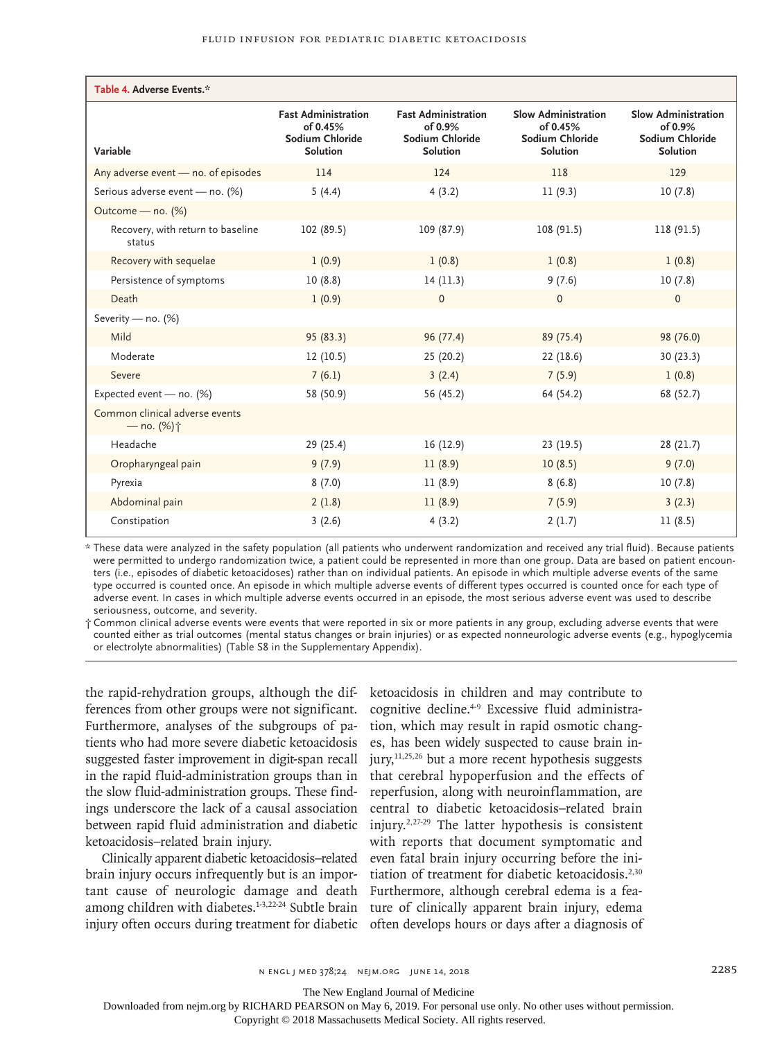**Table 4. Adverse Events.***

| Variable | Fast Administration of 0.45% Sodium Chloride Solution | Fast Administration of 0.9% Sodium Chloride Solution | Slow Administration of 0.45% Sodium Chloride Solution | Slow Administration of 0.9% Sodium Chloride Solution |
|---|---|---|---|---|
| Any adverse event — no. of episodes | 114 | 124 | 118 | 129 |
| Serious adverse event — no. (%) | 5 (4.4) | 4 (3.2) | 11 (9.3) | 10 (7.8) |
| Outcome — no. (%) | | | | |
| Recovery, with return to baseline status | 102 (89.5) | 109 (87.9) | 108 (91.5) | 118 (91.5) |
| Recovery with sequelae | 1 (0.9) | 1 (0.8) | 1 (0.8) | 1 (0.8) |
| Persistence of symptoms | 10 (8.8) | 14 (11.3) | 9 (7.6) | 10 (7.8) |
| Death | 1 (0.9) | 0 | 0 | 0 |
| Severity — no. (%) | | | | |
| Mild | 95 (83.3) | 96 (77.4) | 89 (75.4) | 98 (76.0) |
| Moderate | 12 (10.5) | 25 (20.2) | 22 (18.6) | 30 (23.3) |
| Severe | 7 (6.1) | 3 (2.4) | 7 (5.9) | 1 (0.8) |
| Expected event — no. (%) | 58 (50.9) | 56 (45.2) | 64 (54.2) | 68 (52.7) |
| Common clinical adverse events — no. (%)† | | | | |
| Headache | 29 (25.4) | 16 (12.9) | 23 (19.5) | 28 (21.7) |
| Oropharyngeal pain | 9 (7.9) | 11 (8.9) | 10 (8.5) | 9 (7.0) |
| Pyrexia | 8 (7.0) | 11 (8.9) | 8 (6.8) | 10 (7.8) |
| Abdominal pain | 2 (1.8) | 11 (8.9) | 7 (5.9) | 3 (2.3) |
| Constipation | 3 (2.6) | 4 (3.2) | 2 (1.7) | 11 (8.5) |

\* These data were analyzed in the safety population (all patients who underwent randomization and received any trial fluid). Because patients were permitted to undergo randomization twice, a patient could be represented in more than one group. Data are based on patient encounters (i.e., episodes of diabetic ketoacidoses) rather than on individual patients. An episode in which multiple adverse events of the same type occurred is counted once. An episode in which multiple adverse events of different types occurred is counted once for each type of adverse event. In cases in which multiple adverse events occurred in an episode, the most serious adverse event was used to describe seriousness, outcome, and severity.

† Common clinical adverse events were events that were reported in six or more patients in any group, excluding adverse events that were counted either as trial outcomes (mental status changes or brain injuries) or as expected nonneurologic adverse events (e.g., hypoglycemia or electrolyte abnormalities) (Table S8 in the Supplementary Appendix).

the rapid-rehydration groups, although the differences from other groups were not significant. Furthermore, analyses of the subgroups of patients who had more severe diabetic ketoacidosis suggested faster improvement in digit-span recall in the rapid fluid-administration groups than in the slow fluid-administration groups. These findings underscore the lack of a causal association between rapid fluid administration and diabetic ketoacidosis–related brain injury.

Clinically apparent diabetic ketoacidosis–related brain injury occurs infrequently but is an important cause of neurologic damage and death among children with diabetes.[1-3,22-24] Subtle brain injury often occurs during treatment for diabetic ketoacidosis in children and may contribute to cognitive decline.[4-9] Excessive fluid administration, which may result in rapid osmotic changes, has been widely suspected to cause brain injury,[11,25,26] but a more recent hypothesis suggests that cerebral hypoperfusion and the effects of reperfusion, along with neuroinflammation, are central to diabetic ketoacidosis–related brain injury.[2,27-29] The latter hypothesis is consistent with reports that document symptomatic and even fatal brain injury occurring before the initiation of treatment for diabetic ketoacidosis.[2,30] Furthermore, although cerebral edema is a feature of clinically apparent brain injury, edema often develops hours or days after a diagnosis of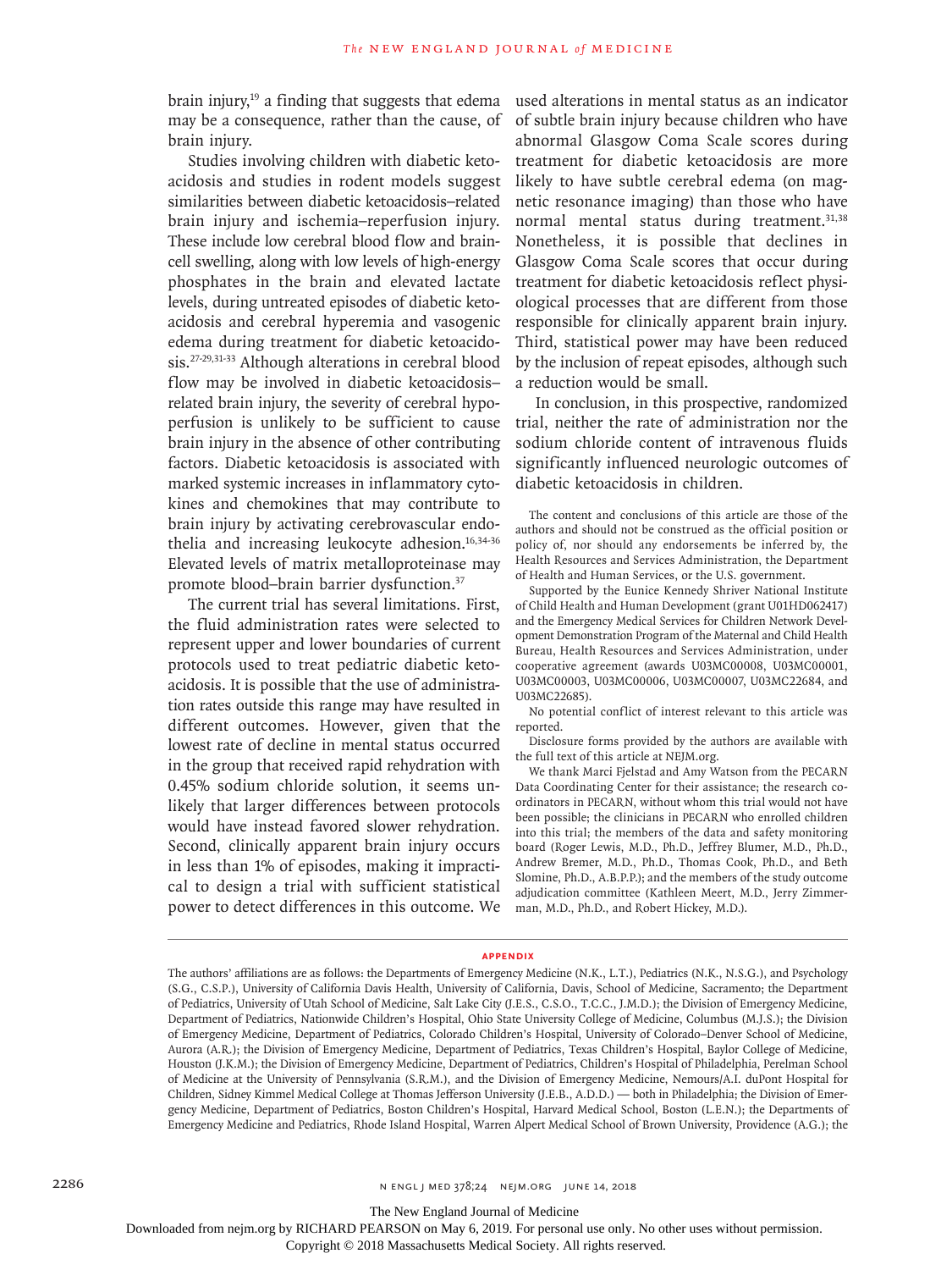brain injury,[19] a finding that suggests that edema may be a consequence, rather than the cause, of brain injury.

Studies involving children with diabetic ketoacidosis and studies in rodent models suggest similarities between diabetic ketoacidosis–related brain injury and ischemia–reperfusion injury. These include low cerebral blood flow and brain-cell swelling, along with low levels of high-energy phosphates in the brain and elevated lactate levels, during untreated episodes of diabetic ketoacidosis and cerebral hyperemia and vasogenic edema during treatment for diabetic ketoacidosis.[27-29,31-33] Although alterations in cerebral blood flow may be involved in diabetic ketoacidosis–related brain injury, the severity of cerebral hypoperfusion is unlikely to be sufficient to cause brain injury in the absence of other contributing factors. Diabetic ketoacidosis is associated with marked systemic increases in inflammatory cytokines and chemokines that may contribute to brain injury by activating cerebrovascular endothelia and increasing leukocyte adhesion.[16,34-36] Elevated levels of matrix metalloproteinase may promote blood–brain barrier dysfunction.[37]

The current trial has several limitations. First, the fluid administration rates were selected to represent upper and lower boundaries of current protocols used to treat pediatric diabetic ketoacidosis. It is possible that the use of administration rates outside this range may have resulted in different outcomes. However, given that the lowest rate of decline in mental status occurred in the group that received rapid rehydration with 0.45% sodium chloride solution, it seems unlikely that larger differences between protocols would have instead favored slower rehydration. Second, clinically apparent brain injury occurs in less than 1% of episodes, making it impractical to design a trial with sufficient statistical power to detect differences in this outcome. We used alterations in mental status as an indicator of subtle brain injury because children who have abnormal Glasgow Coma Scale scores during treatment for diabetic ketoacidosis are more likely to have subtle cerebral edema (on magnetic resonance imaging) than those who have normal mental status during treatment.[31,38] Nonetheless, it is possible that declines in Glasgow Coma Scale scores that occur during treatment for diabetic ketoacidosis reflect physiological processes that are different from those responsible for clinically apparent brain injury. Third, statistical power may have been reduced by the inclusion of repeat episodes, although such a reduction would be small.

In conclusion, in this prospective, randomized trial, neither the rate of administration nor the sodium chloride content of intravenous fluids significantly influenced neurologic outcomes of diabetic ketoacidosis in children.

The content and conclusions of this article are those of the authors and should not be construed as the official position or policy of, nor should any endorsements be inferred by, the Health Resources and Services Administration, the Department of Health and Human Services, or the U.S. government.

Supported by the Eunice Kennedy Shriver National Institute of Child Health and Human Development (grant U01HD062417) and the Emergency Medical Services for Children Network Development Demonstration Program of the Maternal and Child Health Bureau, Health Resources and Services Administration, under cooperative agreement (awards U03MC00008, U03MC00001, U03MC00003, U03MC00006, U03MC00007, U03MC22684, and U03MC22685).

No potential conflict of interest relevant to this article was reported.

Disclosure forms provided by the authors are available with the full text of this article at NEJM.org.

We thank Marci Fjelstad and Amy Watson from the PECARN Data Coordinating Center for their assistance; the research coordinators in PECARN, without whom this trial would not have been possible; the clinicians in PECARN who enrolled children into this trial; the members of the data and safety monitoring board (Roger Lewis, M.D., Ph.D., Jeffrey Blumer, M.D., Ph.D., Andrew Bremer, M.D., Ph.D., Thomas Cook, Ph.D., and Beth Slomine, Ph.D., A.B.P.P.); and the members of the study outcome adjudication committee (Kathleen Meert, M.D., Jerry Zimmerman, M.D., Ph.D., and Robert Hickey, M.D.).

## APPENDIX

The authors' affiliations are as follows: the Departments of Emergency Medicine (N.K., L.T.), Pediatrics (N.K., N.S.G.), and Psychology (S.G., C.S.P.), University of California Davis Health, University of California, Davis, School of Medicine, Sacramento; the Department of Pediatrics, University of Utah School of Medicine, Salt Lake City (J.E.S., C.S.O., T.C.C., J.M.D.); the Division of Emergency Medicine, Department of Pediatrics, Nationwide Children's Hospital, Ohio State University College of Medicine, Columbus (M.J.S.); the Division of Emergency Medicine, Department of Pediatrics, Colorado Children's Hospital, University of Colorado–Denver School of Medicine, Aurora (A.R.); the Division of Emergency Medicine, Department of Pediatrics, Texas Children's Hospital, Baylor College of Medicine, Houston (J.K.M.); the Division of Emergency Medicine, Department of Pediatrics, Children's Hospital of Philadelphia, Perelman School of Medicine at the University of Pennsylvania (S.R.M.), and the Division of Emergency Medicine, Nemours/A.I. duPont Hospital for Children, Sidney Kimmel Medical College at Thomas Jefferson University (J.E.B., A.D.D.) — both in Philadelphia; the Division of Emergency Medicine, Department of Pediatrics, Boston Children's Hospital, Harvard Medical School, Boston (L.E.N.); the Departments of Emergency Medicine and Pediatrics, Rhode Island Hospital, Warren Alpert Medical School of Brown University, Providence (A.G.); the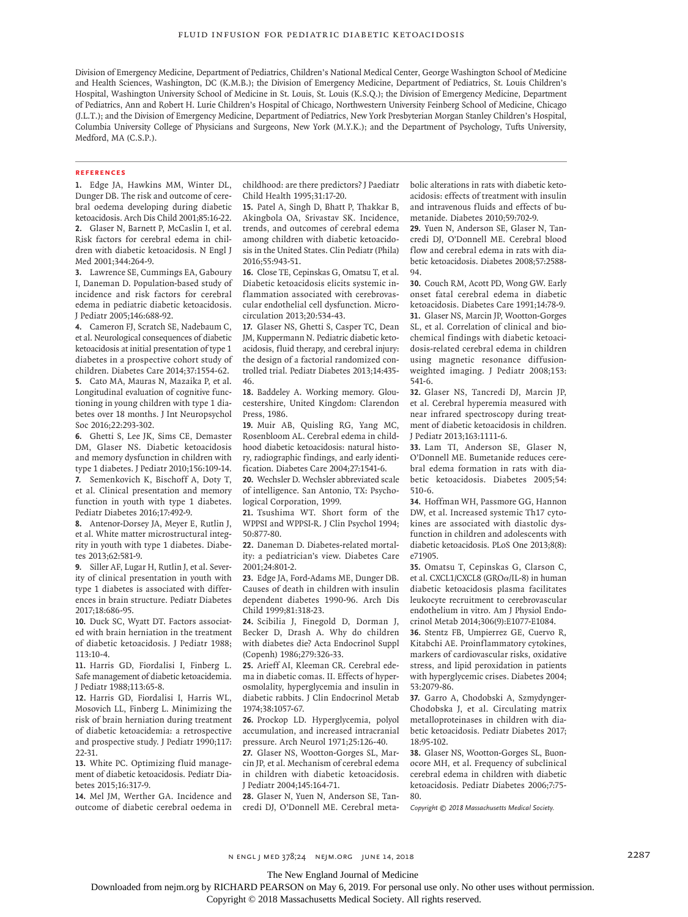Division of Emergency Medicine, Department of Pediatrics, Children's National Medical Center, George Washington School of Medicine and Health Sciences, Washington, DC (K.M.B.); the Division of Emergency Medicine, Department of Pediatrics, St. Louis Children's Hospital, Washington University School of Medicine in St. Louis, St. Louis (K.S.Q.); the Division of Emergency Medicine, Department of Pediatrics, Ann and Robert H. Lurie Children's Hospital of Chicago, Northwestern University Feinberg School of Medicine, Chicago (J.L.T.); and the Division of Emergency Medicine, Department of Pediatrics, New York Presbyterian Morgan Stanley Children's Hospital, Columbia University College of Physicians and Surgeons, New York (M.Y.K.); and the Department of Psychology, Tufts University, Medford, MA (C.S.P.).

## References

1. Edge JA, Hawkins MM, Winter DL, Dunger DB. The risk and outcome of cerebral oedema developing during diabetic ketoacidosis. Arch Dis Child 2001;85:16-22.
2. Glaser N, Barnett P, McCaslin I, et al. Risk factors for cerebral edema in children with diabetic ketoacidosis. N Engl J Med 2001;344:264-9.
3. Lawrence SE, Cummings EA, Gaboury I, Daneman D. Population-based study of incidence and risk factors for cerebral edema in pediatric diabetic ketoacidosis. J Pediatr 2005;146:688-92.
4. Cameron FJ, Scratch SE, Nadebaum C, et al. Neurological consequences of diabetic ketoacidosis at initial presentation of type 1 diabetes in a prospective cohort study of children. Diabetes Care 2014;37:1554-62.
5. Cato MA, Mauras N, Mazaika P, et al. Longitudinal evaluation of cognitive functioning in young children with type 1 diabetes over 18 months. J Int Neuropsychol Soc 2016;22:293-302.
6. Ghetti S, Lee JK, Sims CE, Demaster DM, Glaser NS. Diabetic ketoacidosis and memory dysfunction in children with type 1 diabetes. J Pediatr 2010;156:109-14.
7. Semenkovich K, Bischoff A, Doty T, et al. Clinical presentation and memory function in youth with type 1 diabetes. Pediatr Diabetes 2016;17:492-9.
8. Antenor-Dorsey JA, Meyer E, Rutlin J, et al. White matter microstructural integrity in youth with type 1 diabetes. Diabetes 2013;62:581-9.
9. Siller AF, Lugar H, Rutlin J, et al. Severity of clinical presentation in youth with type 1 diabetes is associated with differences in brain structure. Pediatr Diabetes 2017;18:686-95.
10. Duck SC, Wyatt DT. Factors associated with brain herniation in the treatment of diabetic ketoacidosis. J Pediatr 1988;113:10-4.
11. Harris GD, Fiordalisi I, Finberg L. Safe management of diabetic ketoacidemia. J Pediatr 1988;113:65-8.
12. Harris GD, Fiordalisi I, Harris WL, Mosovich LL, Finberg L. Minimizing the risk of brain herniation during treatment of diabetic ketoacidemia: a retrospective and prospective study. J Pediatr 1990;117:22-31.
13. White PC. Optimizing fluid management of diabetic ketoacidosis. Pediatr Diabetes 2015;16:317-9.
14. Mel JM, Werther GA. Incidence and outcome of diabetic cerebral oedema in childhood: are there predictors? J Paediatr Child Health 1995;31:17-20.
15. Patel A, Singh D, Bhatt P, Thakkar B, Akingbola OA, Srivastav SK. Incidence, trends, and outcomes of cerebral edema among children with diabetic ketoacidosis in the United States. Clin Pediatr (Phila) 2016;55:943-51.
16. Close TE, Cepinskas G, Omatsu T, et al. Diabetic ketoacidosis elicits systemic inflammation associated with cerebrovascular endothelial cell dysfunction. Microcirculation 2013;20:534-43.
17. Glaser NS, Ghetti S, Casper TC, Dean JM, Kuppermann N. Pediatric diabetic ketoacidosis, fluid therapy, and cerebral injury: the design of a factorial randomized controlled trial. Pediatr Diabetes 2013;14:435-46.
18. Baddeley A. Working memory. Gloucestershire, United Kingdom: Clarendon Press, 1986.
19. Muir AB, Quisling RG, Yang MC, Rosenbloom AL. Cerebral edema in childhood diabetic ketoacidosis: natural history, radiographic findings, and early identification. Diabetes Care 2004;27:1541-6.
20. Wechsler D. Wechsler abbreviated scale of intelligence. San Antonio, TX: Psychological Corporation, 1999.
21. Tsushima WT. Short form of the WPPSI and WPPSI-R. J Clin Psychol 1994;50:877-80.
22. Daneman D. Diabetes-related mortality: a pediatrician's view. Diabetes Care 2001;24:801-2.
23. Edge JA, Ford-Adams ME, Dunger DB. Causes of death in children with insulin dependent diabetes 1990-96. Arch Dis Child 1999;81:318-23.
24. Scibilia J, Finegold D, Dorman J, Becker D, Drash A. Why do children with diabetes die? Acta Endocrinol Suppl (Copenh) 1986;279:326-33.
25. Arieff AI, Kleeman CR. Cerebral edema in diabetic comas. II. Effects of hyperosmolality, hyperglycemia and insulin in diabetic rabbits. J Clin Endocrinol Metab 1974;38:1057-67.
26. Prockop LD. Hyperglycemia, polyol accumulation, and increased intracranial pressure. Arch Neurol 1971;25:126-40.
27. Glaser NS, Wootton-Gorges SL, Marcin JP, et al. Mechanism of cerebral edema in children with diabetic ketoacidosis. J Pediatr 2004;145:164-71.
28. Glaser N, Yuen N, Anderson SE, Tancredi DJ, O'Donnell ME. Cerebral metabolic alterations in rats with diabetic ketoacidosis: effects of treatment with insulin and intravenous fluids and effects of bumetanide. Diabetes 2010;59:702-9.
29. Yuen N, Anderson SE, Glaser N, Tancredi DJ, O'Donnell ME. Cerebral blood flow and cerebral edema in rats with diabetic ketoacidosis. Diabetes 2008;57:2588-94.
30. Couch RM, Acott PD, Wong GW. Early onset fatal cerebral edema in diabetic ketoacidosis. Diabetes Care 1991;14:78-9.
31. Glaser NS, Marcin JP, Wootton-Gorges SL, et al. Correlation of clinical and biochemical findings with diabetic ketoacidosis-related cerebral edema in children using magnetic resonance diffusion-weighted imaging. J Pediatr 2008;153:541-6.
32. Glaser NS, Tancredi DJ, Marcin JP, et al. Cerebral hyperemia measured with near infrared spectroscopy during treatment of diabetic ketoacidosis in children. J Pediatr 2013;163:1111-6.
33. Lam TI, Anderson SE, Glaser N, O'Donnell ME. Bumetanide reduces cerebral edema formation in rats with diabetic ketoacidosis. Diabetes 2005;54:510-6.
34. Hoffman WH, Passmore GG, Hannon DW, et al. Increased systemic Th17 cytokines are associated with diastolic dysfunction in children and adolescents with diabetic ketoacidosis. PLoS One 2013;8(8):e71905.
35. Omatsu T, Cepinskas G, Clarson C, et al. CXCL1/CXCL8 (GROα/IL-8) in human diabetic ketoacidosis plasma facilitates leukocyte recruitment to cerebrovascular endothelium in vitro. Am J Physiol Endocrinol Metab 2014;306(9):E1077-E1084.
36. Stentz FB, Umpierrez GE, Cuervo R, Kitabchi AE. Proinflammatory cytokines, markers of cardiovascular risks, oxidative stress, and lipid peroxidation in patients with hyperglycemic crises. Diabetes 2004;53:2079-86.
37. Garro A, Chodobski A, Szmydynger-Chodobska J, et al. Circulating matrix metalloproteinases in children with diabetic ketoacidosis. Pediatr Diabetes 2017;18:95-102.
38. Glaser NS, Wootton-Gorges SL, Buonocore MH, et al. Frequency of subclinical cerebral edema in children with diabetic ketoacidosis. Pediatr Diabetes 2006;7:75-80.

*Copyright © 2018 Massachusetts Medical Society.*